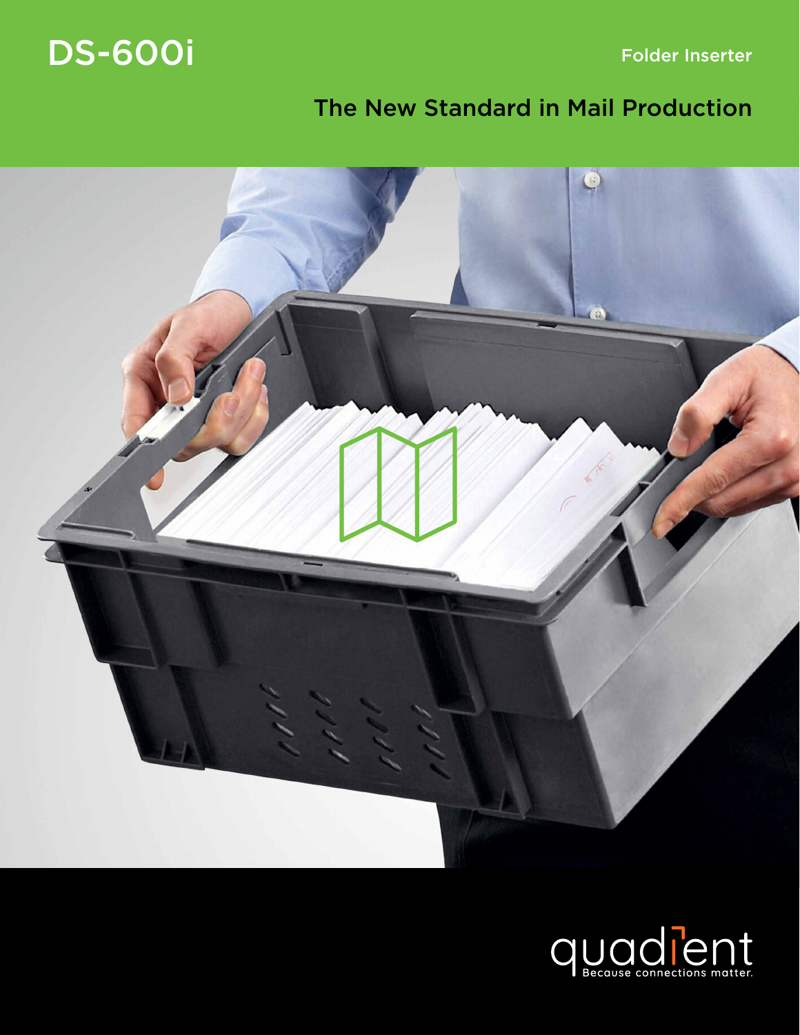# DS-600i

Folder Inserter

## The New Standard in Mail Production

quadient

Because connections matter.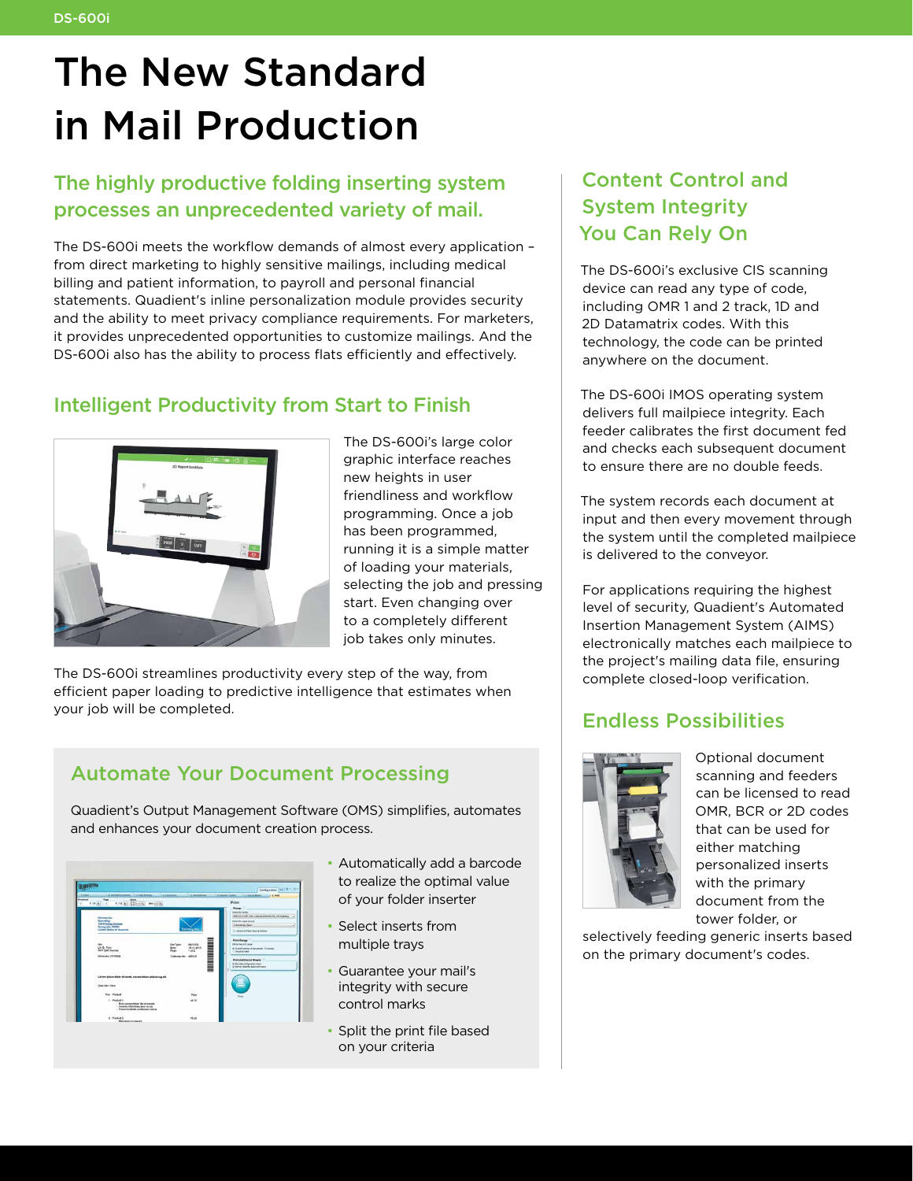# The New Standard in Mail Production

## The highly productive folding inserting system processes an unprecedented variety of mail.

The DS-600i meets the workflow demands of almost every application – from direct marketing to highly sensitive mailings, including medical billing and patient information, to payroll and personal financial statements. Quadient's inline personalization module provides security and the ability to meet privacy compliance requirements. For marketers, it provides unprecedented opportunities to customize mailings. And the DS-600i also has the ability to process flats efficiently and effectively.

## Intelligent Productivity from Start to Finish

The DS-600i's large color graphic interface reaches new heights in user friendliness and workflow programming. Once a job has been programmed, running it is a simple matter of loading your materials, selecting the job and pressing start. Even changing over to a completely different job takes only minutes.

The DS-600i streamlines productivity every step of the way, from efficient paper loading to predictive intelligence that estimates when your job will be completed.

## Automate Your Document Processing

Quadient's Output Management Software (OMS) simplifies, automates and enhances your document creation process.

- Automatically add a barcode to realize the optimal value of your folder inserter
- Select inserts from multiple trays
- Guarantee your mail's integrity with secure control marks
- Split the print file based on your criteria

## Content Control and System Integrity You Can Rely On

The DS-600i's exclusive CIS scanning device can read any type of code, including OMR 1 and 2 track, 1D and 2D Datamatrix codes. With this technology, the code can be printed anywhere on the document.

The DS-600i IMOS operating system delivers full mailpiece integrity. Each feeder calibrates the first document fed and checks each subsequent document to ensure there are no double feeds.

The system records each document at input and then every movement through the system until the completed mailpiece is delivered to the conveyor.

For applications requiring the highest level of security, Quadient's Automated Insertion Management System (AIMS) electronically matches each mailpiece to the project's mailing data file, ensuring complete closed-loop verification.

## Endless Possibilities

Optional document scanning and feeders can be licensed to read OMR, BCR or 2D codes that can be used for either matching personalized inserts with the primary document from the tower folder, or selectively feeding generic inserts based on the primary document's codes.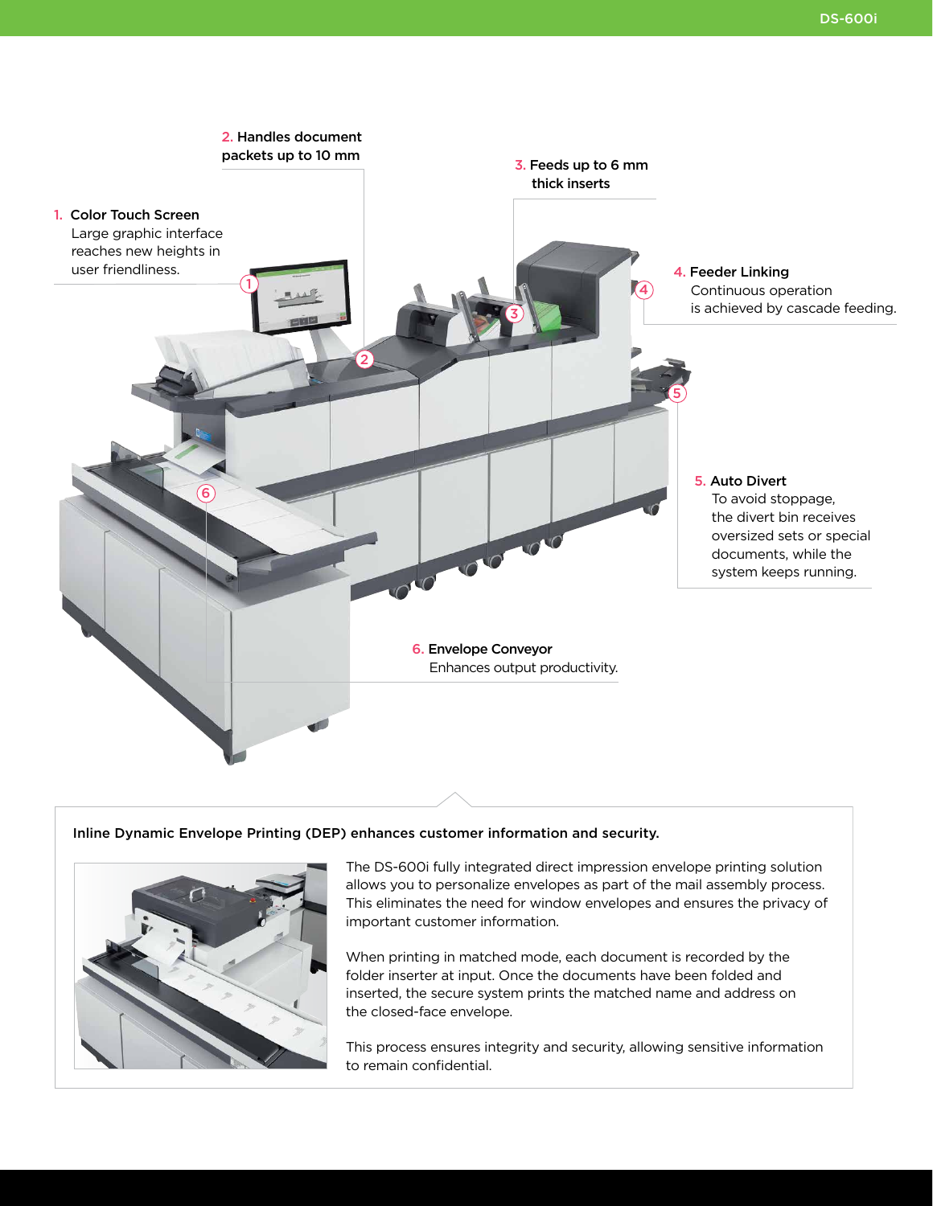1. **Color Touch Screen**
   Large graphic interface reaches new heights in user friendliness.

2. **Handles document packets up to 10 mm**

3. **Feeds up to 6 mm thick inserts**

4. **Feeder Linking**
   Continuous operation is achieved by cascade feeding.

5. **Auto Divert**
   To avoid stoppage, the divert bin receives oversized sets or special documents, while the system keeps running.

6. **Envelope Conveyor**
   Enhances output productivity.

**Inline Dynamic Envelope Printing (DEP) enhances customer information and security.**

The DS-600i fully integrated direct impression envelope printing solution allows you to personalize envelopes as part of the mail assembly process. This eliminates the need for window envelopes and ensures the privacy of important customer information.

When printing in matched mode, each document is recorded by the folder inserter at input. Once the documents have been folded and inserted, the secure system prints the matched name and address on the closed-face envelope.

This process ensures integrity and security, allowing sensitive information to remain confidential.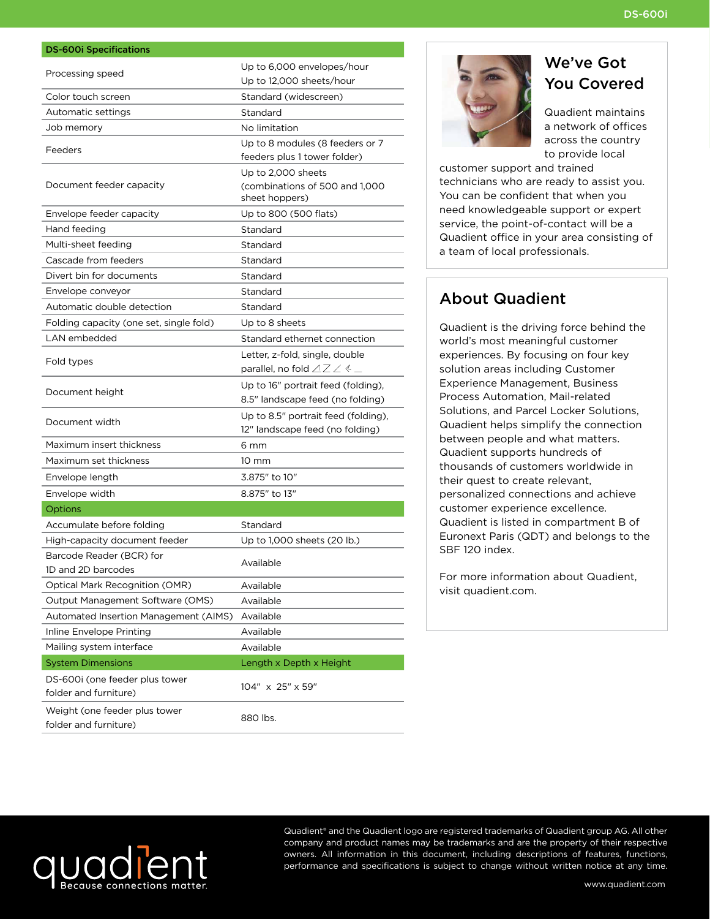| DS-600i Specifications | |
|---|---|
| Processing speed | Up to 6,000 envelopes/hour<br>Up to 12,000 sheets/hour |
| Color touch screen | Standard (widescreen) |
| Automatic settings | Standard |
| Job memory | No limitation |
| Feeders | Up to 8 modules (8 feeders or 7 feeders plus 1 tower folder) |
| Document feeder capacity | Up to 2,000 sheets (combinations of 500 and 1,000 sheet hoppers) |
| Envelope feeder capacity | Up to 800 (500 flats) |
| Hand feeding | Standard |
| Multi-sheet feeding | Standard |
| Cascade from feeders | Standard |
| Divert bin for documents | Standard |
| Envelope conveyor | Standard |
| Automatic double detection | Standard |
| Folding capacity (one set, single fold) | Up to 8 sheets |
| LAN embedded | Standard ethernet connection |
| Fold types | Letter, z-fold, single, double parallel, no fold |
| Document height | Up to 16" portrait feed (folding), 8.5" landscape feed (no folding) |
| Document width | Up to 8.5" portrait feed (folding), 12" landscape feed (no folding) |
| Maximum insert thickness | 6 mm |
| Maximum set thickness | 10 mm |
| Envelope length | 3.875" to 10" |
| Envelope width | 8.875" to 13" |
| **Options** | |
| Accumulate before folding | Standard |
| High-capacity document feeder | Up to 1,000 sheets (20 lb.) |
| Barcode Reader (BCR) for 1D and 2D barcodes | Available |
| Optical Mark Recognition (OMR) | Available |
| Output Management Software (OMS) | Available |
| Automated Insertion Management (AIMS) | Available |
| Inline Envelope Printing | Available |
| Mailing system interface | Available |
| **System Dimensions** | **Length x Depth x Height** |
| DS-600i (one feeder plus tower folder and furniture) | 104" x 25" x 59" |
| Weight (one feeder plus tower folder and furniture) | 880 lbs. |

## We've Got You Covered

Quadient maintains a network of offices across the country to provide local customer support and trained technicians who are ready to assist you. You can be confident that when you need knowledgeable support or expert service, the point-of-contact will be a Quadient office in your area consisting of a team of local professionals.

## About Quadient

Quadient is the driving force behind the world's most meaningful customer experiences. By focusing on four key solution areas including Customer Experience Management, Business Process Automation, Mail-related Solutions, and Parcel Locker Solutions, Quadient helps simplify the connection between people and what matters. Quadient supports hundreds of thousands of customers worldwide in their quest to create relevant, personalized connections and achieve customer experience excellence. Quadient is listed in compartment B of Euronext Paris (QDT) and belongs to the SBF 120 index.

For more information about Quadient, visit quadient.com.

quadient
Because connections matter.

Quadient® and the Quadient logo are registered trademarks of Quadient group AG. All other company and product names may be trademarks and are the property of their respective owners. All information in this document, including descriptions of features, functions, performance and specifications is subject to change without written notice at any time.

www.quadient.com